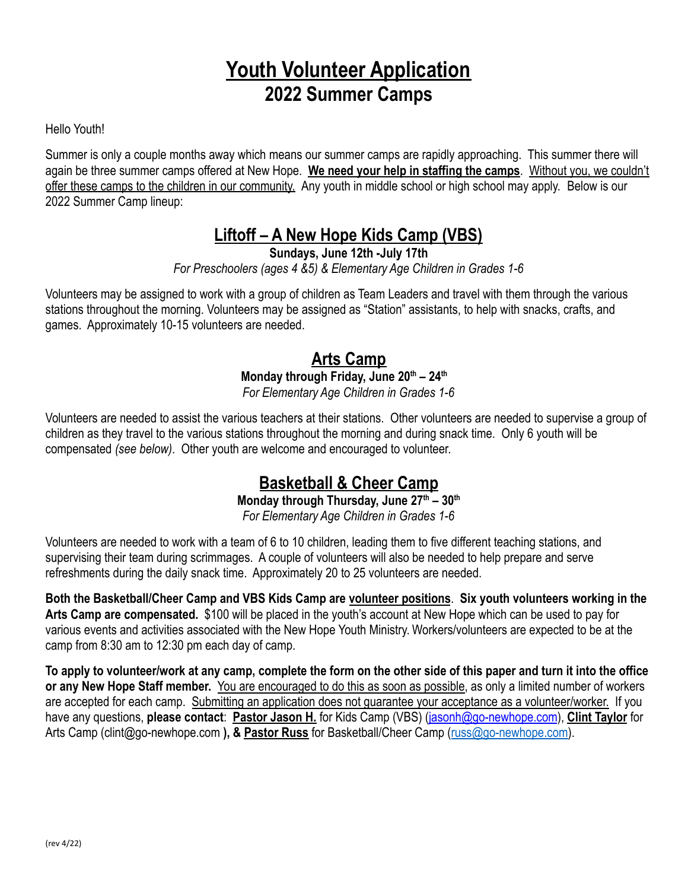# Youth Volunteer Application
## 2022 Summer Camps

Hello Youth!

Summer is only a couple months away which means our summer camps are rapidly approaching. This summer there will again be three summer camps offered at New Hope. **We need your help in staffing the camps**. Without you, we couldn't offer these camps to the children in our community. Any youth in middle school or high school may apply. Below is our 2022 Summer Camp lineup:

## Liftoff – A New Hope Kids Camp (VBS)

**Sundays, June 12th -July 17th**

*For Preschoolers (ages 4 &5) & Elementary Age Children in Grades 1-6*

Volunteers may be assigned to work with a group of children as Team Leaders and travel with them through the various stations throughout the morning. Volunteers may be assigned as "Station" assistants, to help with snacks, crafts, and games. Approximately 10-15 volunteers are needed.

## Arts Camp

**Monday through Friday, June 20th – 24th**

*For Elementary Age Children in Grades 1-6*

Volunteers are needed to assist the various teachers at their stations. Other volunteers are needed to supervise a group of children as they travel to the various stations throughout the morning and during snack time. Only 6 youth will be compensated *(see below)*. Other youth are welcome and encouraged to volunteer.

## Basketball & Cheer Camp

**Monday through Thursday, June 27th – 30th**

*For Elementary Age Children in Grades 1-6*

Volunteers are needed to work with a team of 6 to 10 children, leading them to five different teaching stations, and supervising their team during scrimmages. A couple of volunteers will also be needed to help prepare and serve refreshments during the daily snack time. Approximately 20 to 25 volunteers are needed.

**Both the Basketball/Cheer Camp and VBS Kids Camp are volunteer positions**. **Six youth volunteers working in the Arts Camp are compensated.** $100 will be placed in the youth's account at New Hope which can be used to pay for various events and activities associated with the New Hope Youth Ministry. Workers/volunteers are expected to be at the camp from 8:30 am to 12:30 pm each day of camp.

**To apply to volunteer/work at any camp, complete the form on the other side of this paper and turn it into the office or any New Hope Staff member.** You are encouraged to do this as soon as possible, as only a limited number of workers are accepted for each camp. Submitting an application does not guarantee your acceptance as a volunteer/worker. If you have any questions, **please contact**: **Pastor Jason H.** for Kids Camp (VBS) (jasonh@go-newhope.com), **Clint Taylor** for Arts Camp (clint@go-newhope.com **), & Pastor Russ** for Basketball/Cheer Camp (russ@go-newhope.com).

(rev 4/22)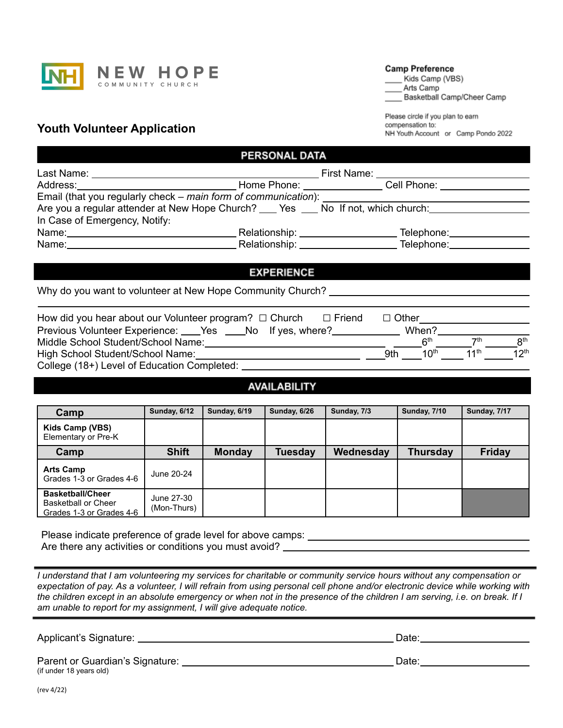NEW HOPE
COMMUNITY CHURCH

**Camp Preference**
____ Kids Camp (VBS)
____ Arts Camp
____ Basketball Camp/Cheer Camp

Please circle if you plan to earn compensation to:
NH Youth Account or Camp Pondo 2022

# Youth Volunteer Application

## PERSONAL DATA

Last Name: ______________________________ First Name: ____________________
Address: ____________________ Home Phone: __________ Cell Phone: __________
Email (that you regularly check – *main form of communication*): ____________________
Are you a regular attender at New Hope Church? ___ Yes ___ No If not, which church: ____________
In Case of Emergency, Notify:
Name: ____________________ Relationship: ____________ Telephone: ____________
Name: ____________________ Relationship: ____________ Telephone: ____________

## EXPERIENCE

Why do you want to volunteer at New Hope Community Church? ______________________________

How did you hear about our Volunteer program? ☐ Church ☐ Friend ☐ Other__________
Previous Volunteer Experience: ___Yes ___No If yes, where?__________ When?__________
Middle School Student/School Name: ____________________ ___6th ___7th ___8th
High School Student/School Name: ____________________ ___9th ___10th ___11th ___12th
College (18+) Level of Education Completed: ____________________

## AVAILABILITY

| Camp | Sunday, 6/12 | Sunday, 6/19 | Sunday, 6/26 | Sunday, 7/3 | Sunday, 7/10 | Sunday, 7/17 |
|---|---|---|---|---|---|---|
| **Kids Camp (VBS)** Elementary or Pre-K | | | | | | |
| **Camp** | **Shift** | **Monday** | **Tuesday** | **Wednesday** | **Thursday** | **Friday** |
| **Arts Camp** Grades 1-3 or Grades 4-6 | June 20-24 | | | | | |
| **Basketball/Cheer** Basketball or Cheer Grades 1-3 or Grades 4-6 | June 27-30 (Mon-Thurs) | | | | | |

Please indicate preference of grade level for above camps: ______________________________
Are there any activities or conditions you must avoid? ______________________________

*I understand that I am volunteering my services for charitable or community service hours without any compensation or expectation of pay. As a volunteer, I will refrain from using personal cell phone and/or electronic device while working with the children except in an absolute emergency or when not in the presence of the children I am serving, i.e. on break. If I am unable to report for my assignment, I will give adequate notice.*

Applicant's Signature: ______________________________ Date: __________

Parent or Guardian's Signature: ______________________________ Date: __________
(if under 18 years old)

(rev 4/22)